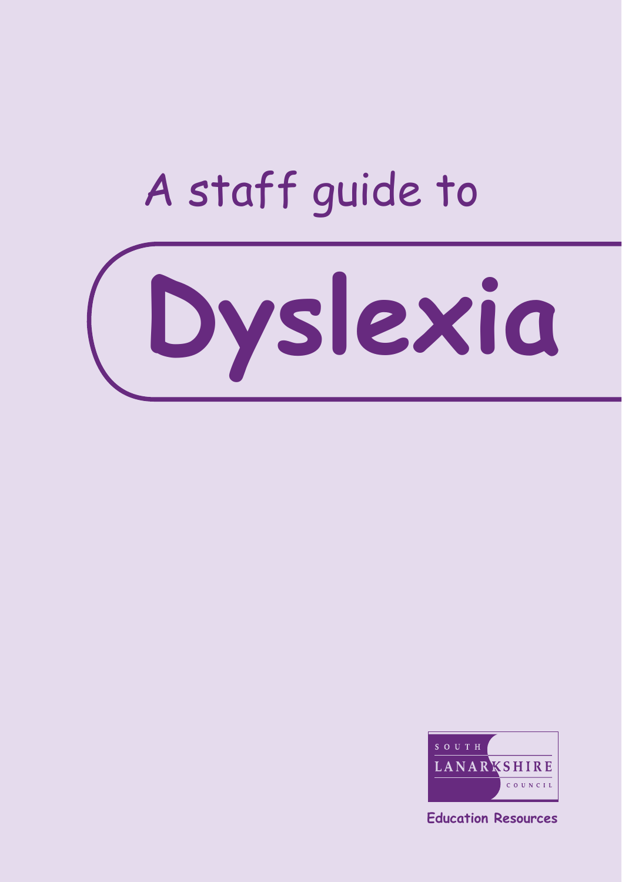A staff guide to

# Dyslexia

SOUTH LANARKSHIRE COUNCIL

**Education Resources**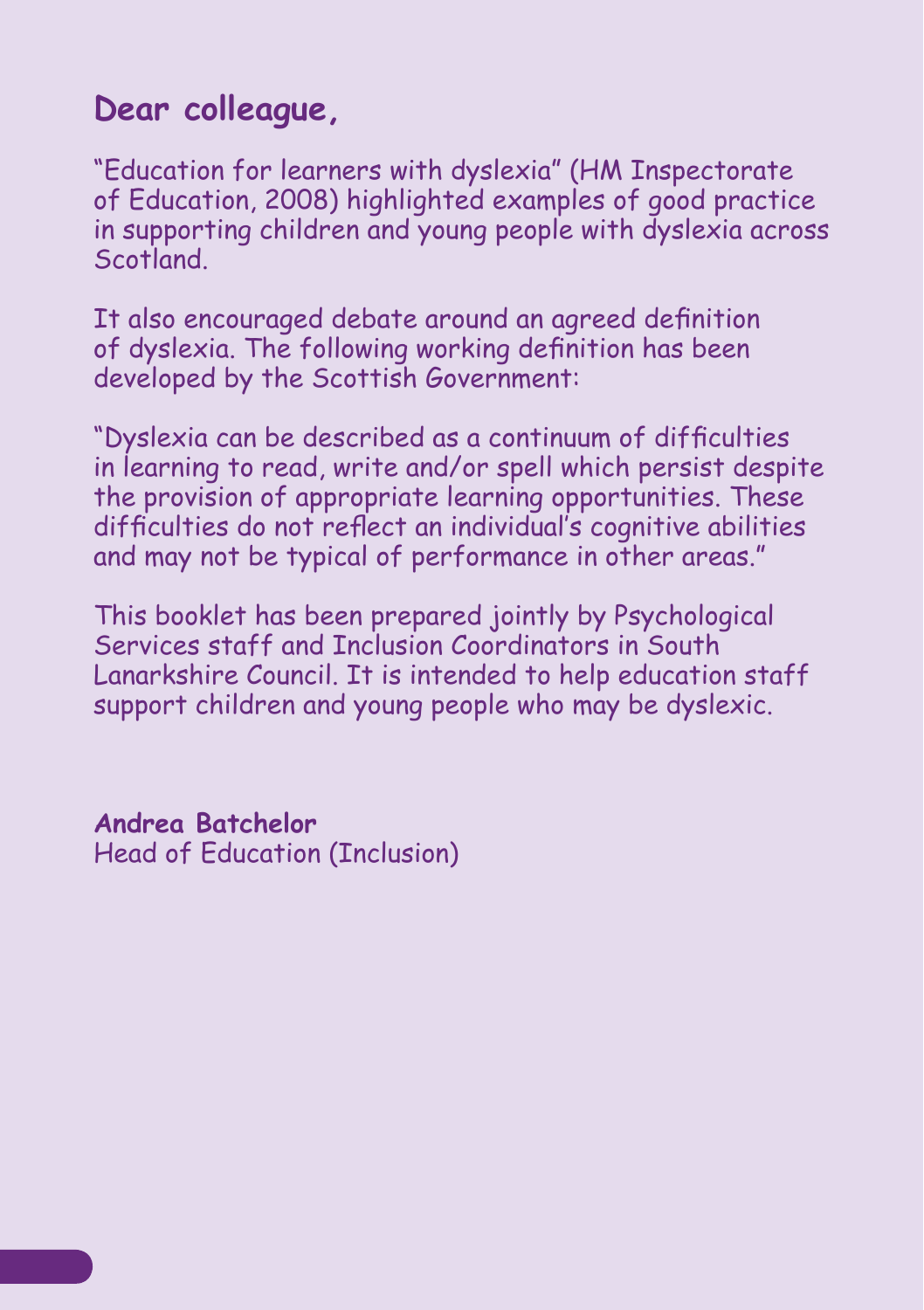## Dear colleague,

“Education for learners with dyslexia” (HM Inspectorate of Education, 2008) highlighted examples of good practice in supporting children and young people with dyslexia across Scotland.

It also encouraged debate around an agreed definition of dyslexia. The following working definition has been developed by the Scottish Government:

“Dyslexia can be described as a continuum of difficulties in learning to read, write and/or spell which persist despite the provision of appropriate learning opportunities. These difficulties do not reflect an individual’s cognitive abilities and may not be typical of performance in other areas.”

This booklet has been prepared jointly by Psychological Services staff and Inclusion Coordinators in South Lanarkshire Council. It is intended to help education staff support children and young people who may be dyslexic.

**Andrea Batchelor**
Head of Education (Inclusion)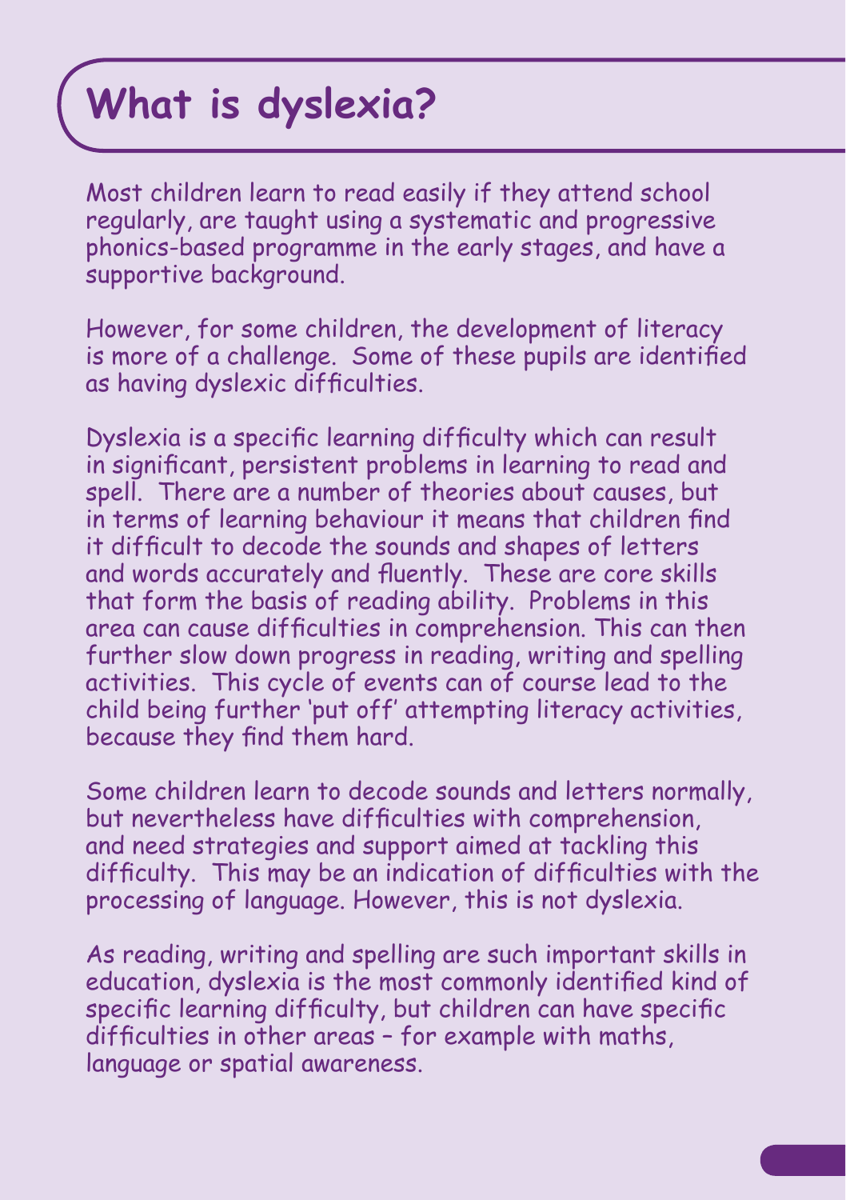# What is dyslexia?

Most children learn to read easily if they attend school regularly, are taught using a systematic and progressive phonics-based programme in the early stages, and have a supportive background.

However, for some children, the development of literacy is more of a challenge. Some of these pupils are identified as having dyslexic difficulties.

Dyslexia is a specific learning difficulty which can result in significant, persistent problems in learning to read and spell. There are a number of theories about causes, but in terms of learning behaviour it means that children find it difficult to decode the sounds and shapes of letters and words accurately and fluently. These are core skills that form the basis of reading ability. Problems in this area can cause difficulties in comprehension. This can then further slow down progress in reading, writing and spelling activities. This cycle of events can of course lead to the child being further 'put off' attempting literacy activities, because they find them hard.

Some children learn to decode sounds and letters normally, but nevertheless have difficulties with comprehension, and need strategies and support aimed at tackling this difficulty. This may be an indication of difficulties with the processing of language. However, this is not dyslexia.

As reading, writing and spelling are such important skills in education, dyslexia is the most commonly identified kind of specific learning difficulty, but children can have specific difficulties in other areas – for example with maths, language or spatial awareness.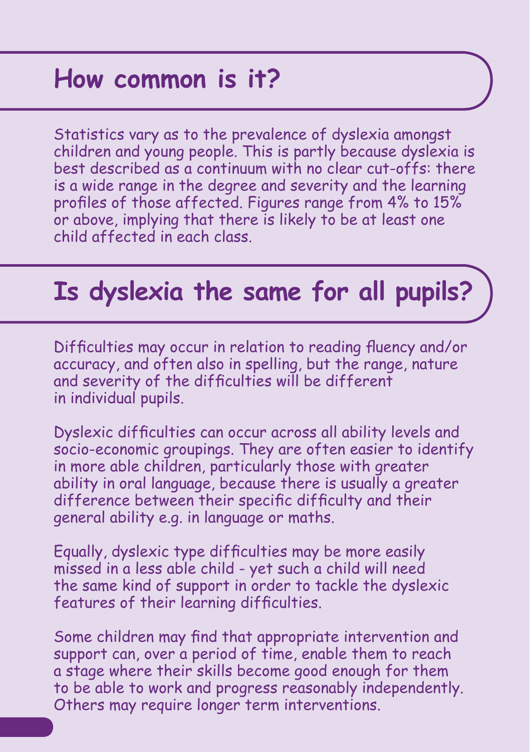## How common is it?

Statistics vary as to the prevalence of dyslexia amongst children and young people. This is partly because dyslexia is best described as a continuum with no clear cut-offs: there is a wide range in the degree and severity and the learning profiles of those affected. Figures range from 4% to 15% or above, implying that there is likely to be at least one child affected in each class.

## Is dyslexia the same for all pupils?

Difficulties may occur in relation to reading fluency and/or accuracy, and often also in spelling, but the range, nature and severity of the difficulties will be different in individual pupils.

Dyslexic difficulties can occur across all ability levels and socio-economic groupings. They are often easier to identify in more able children, particularly those with greater ability in oral language, because there is usually a greater difference between their specific difficulty and their general ability e.g. in language or maths.

Equally, dyslexic type difficulties may be more easily missed in a less able child - yet such a child will need the same kind of support in order to tackle the dyslexic features of their learning difficulties.

Some children may find that appropriate intervention and support can, over a period of time, enable them to reach a stage where their skills become good enough for them to be able to work and progress reasonably independently. Others may require longer term interventions.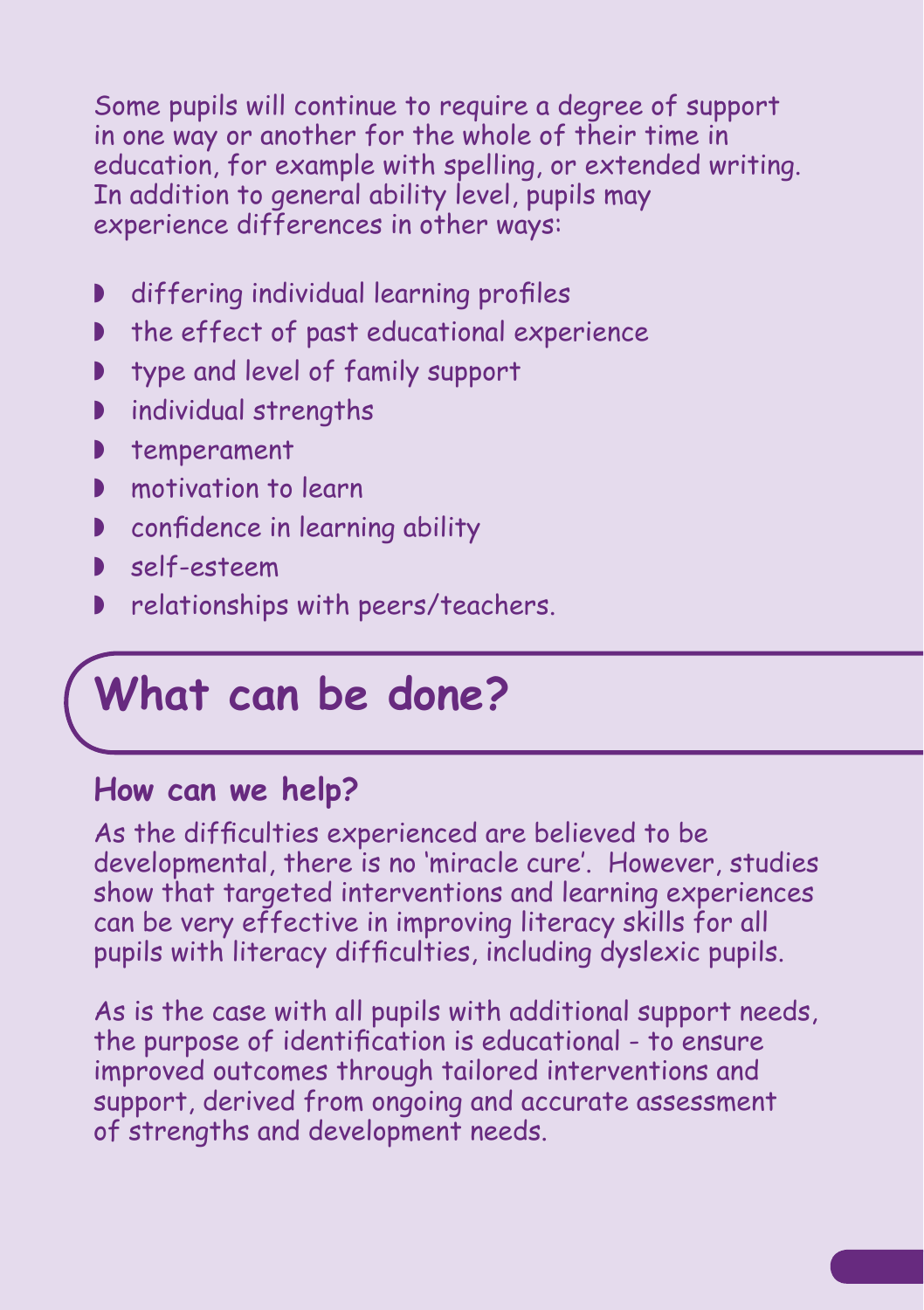Some pupils will continue to require a degree of support in one way or another for the whole of their time in education, for example with spelling, or extended writing. In addition to general ability level, pupils may experience differences in other ways:

- differing individual learning profiles
- the effect of past educational experience
- type and level of family support
- individual strengths
- temperament
- motivation to learn
- confidence in learning ability
- self-esteem
- relationships with peers/teachers.

# What can be done?

## How can we help?

As the difficulties experienced are believed to be developmental, there is no 'miracle cure'. However, studies show that targeted interventions and learning experiences can be very effective in improving literacy skills for all pupils with literacy difficulties, including dyslexic pupils.

As is the case with all pupils with additional support needs, the purpose of identification is educational - to ensure improved outcomes through tailored interventions and support, derived from ongoing and accurate assessment of strengths and development needs.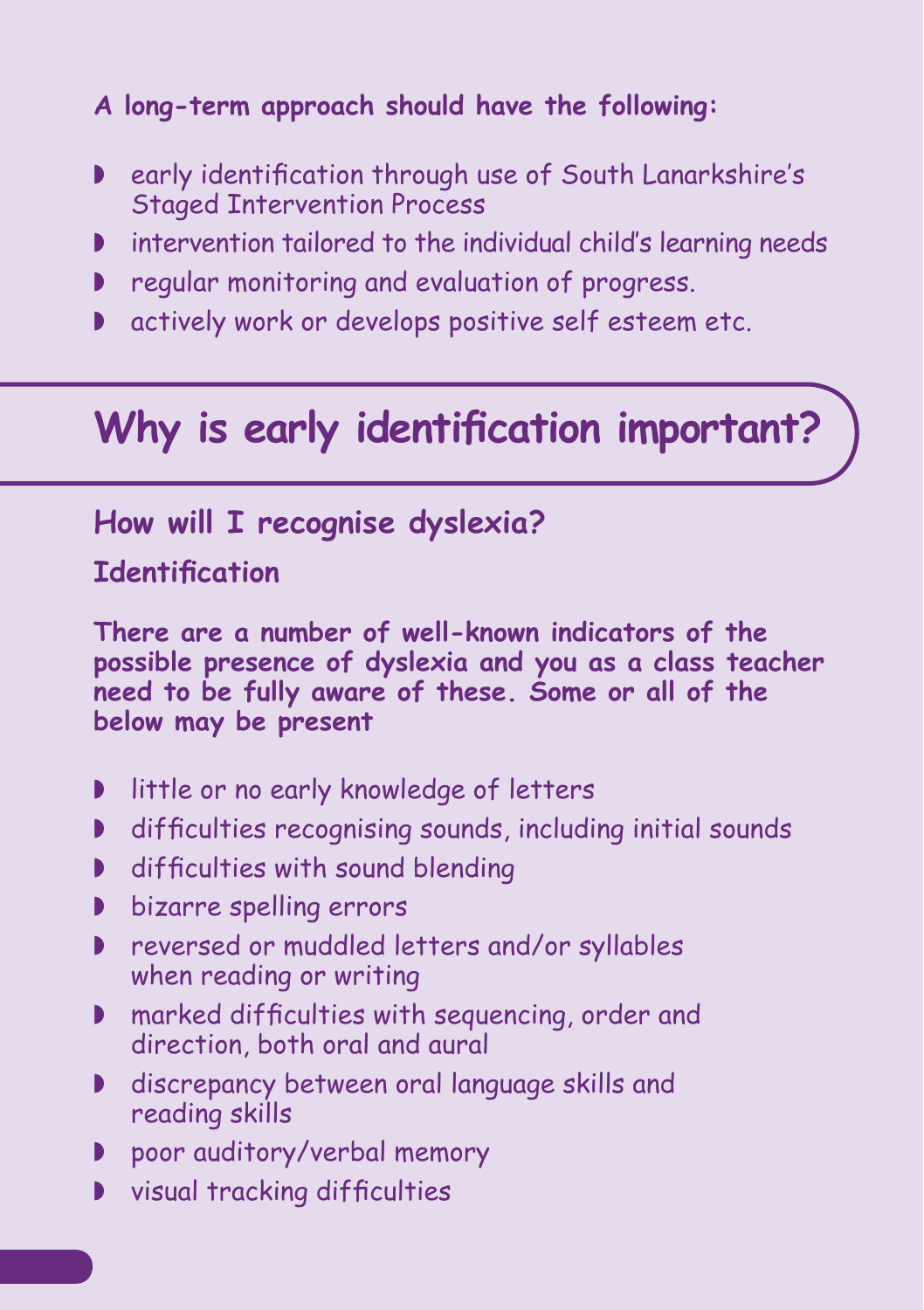**A long-term approach should have the following:**

- early identification through use of South Lanarkshire's Staged Intervention Process
- intervention tailored to the individual child's learning needs
- regular monitoring and evaluation of progress.
- actively work or develops positive self esteem etc.

# Why is early identification important?

## How will I recognise dyslexia?

### Identification

**There are a number of well-known indicators of the possible presence of dyslexia and you as a class teacher need to be fully aware of these. Some or all of the below may be present**

- little or no early knowledge of letters
- difficulties recognising sounds, including initial sounds
- difficulties with sound blending
- bizarre spelling errors
- reversed or muddled letters and/or syllables when reading or writing
- marked difficulties with sequencing, order and direction, both oral and aural
- discrepancy between oral language skills and reading skills
- poor auditory/verbal memory
- visual tracking difficulties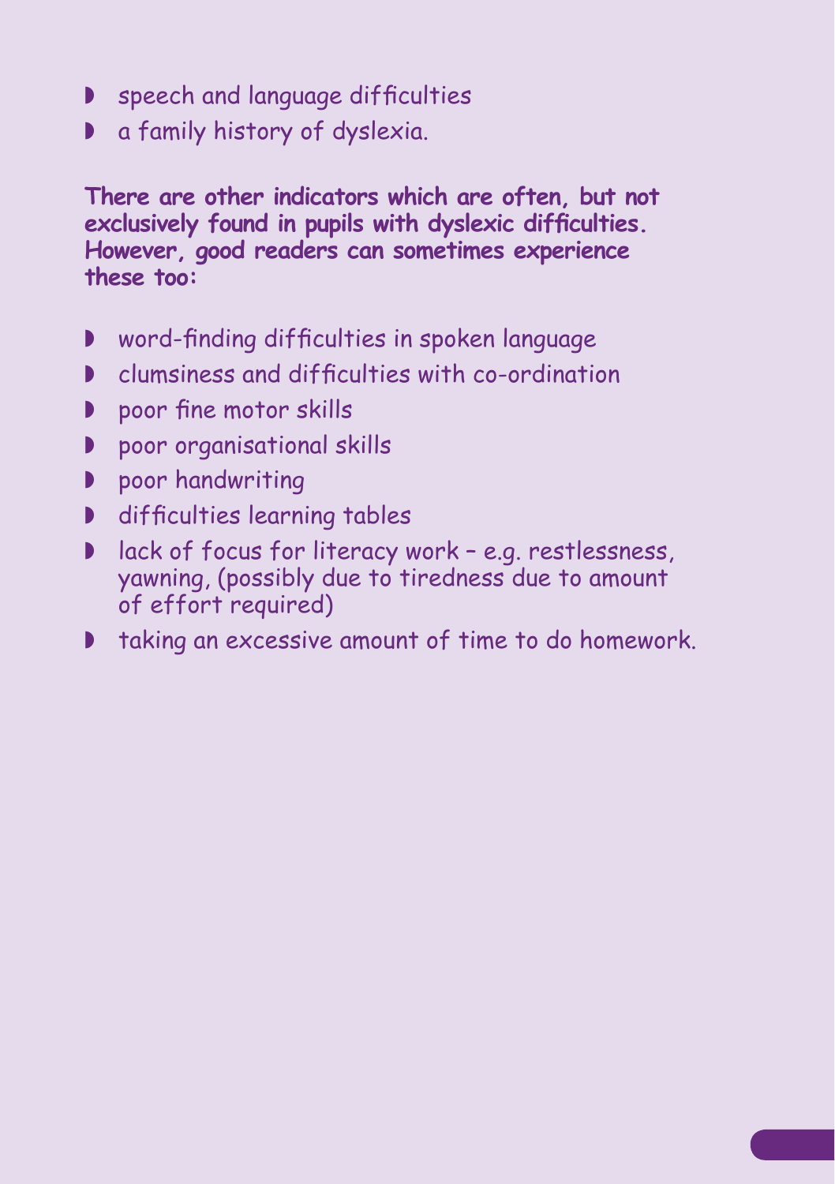- speech and language difficulties
- a family history of dyslexia.

**There are other indicators which are often, but not exclusively found in pupils with dyslexic difficulties. However, good readers can sometimes experience these too:**

- word-finding difficulties in spoken language
- clumsiness and difficulties with co-ordination
- poor fine motor skills
- poor organisational skills
- poor handwriting
- difficulties learning tables
- lack of focus for literacy work – e.g. restlessness, yawning, (possibly due to tiredness due to amount of effort required)
- taking an excessive amount of time to do homework.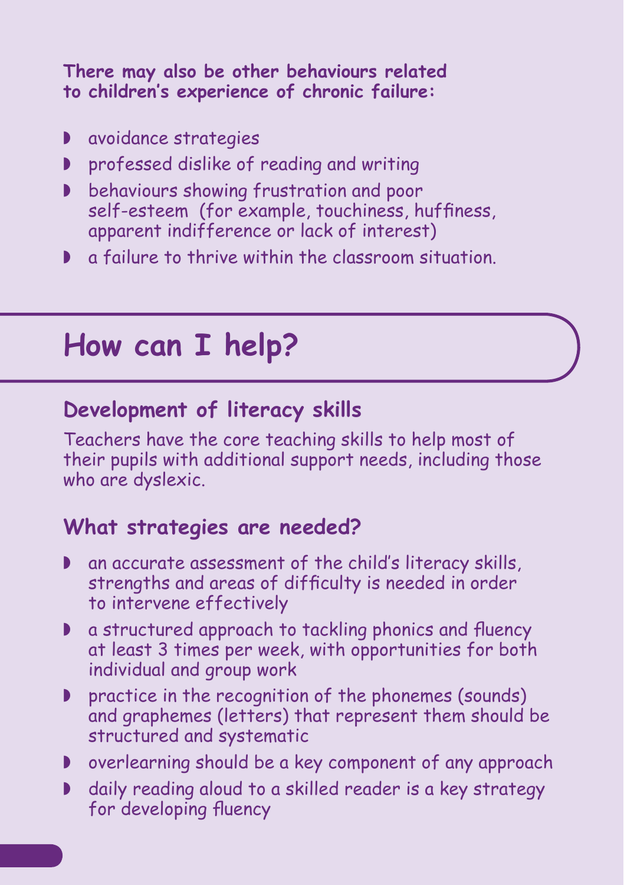**There may also be other behaviours related to children's experience of chronic failure:**

- avoidance strategies
- professed dislike of reading and writing
- behaviours showing frustration and poor self-esteem (for example, touchiness, huffiness, apparent indifference or lack of interest)
- a failure to thrive within the classroom situation.

# How can I help?

## Development of literacy skills

Teachers have the core teaching skills to help most of their pupils with additional support needs, including those who are dyslexic.

## What strategies are needed?

- an accurate assessment of the child's literacy skills, strengths and areas of difficulty is needed in order to intervene effectively
- a structured approach to tackling phonics and fluency at least 3 times per week, with opportunities for both individual and group work
- practice in the recognition of the phonemes (sounds) and graphemes (letters) that represent them should be structured and systematic
- overlearning should be a key component of any approach
- daily reading aloud to a skilled reader is a key strategy for developing fluency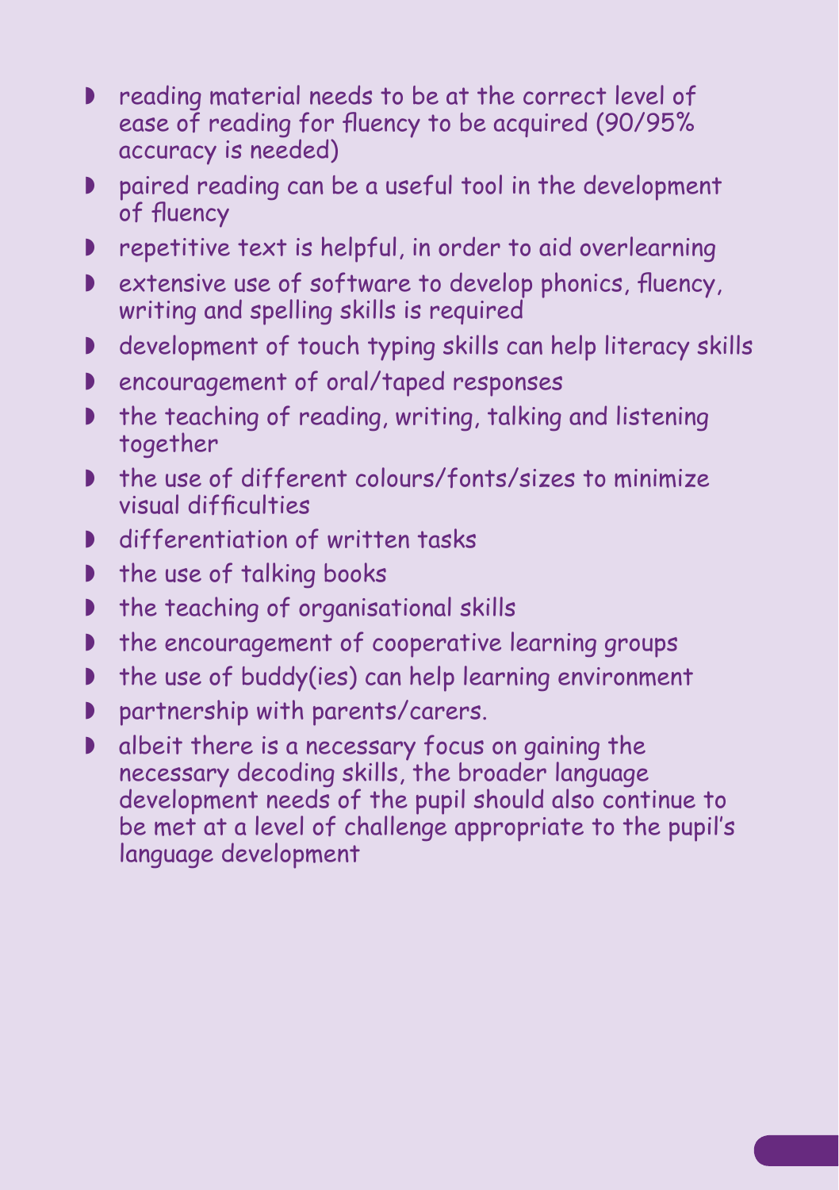- reading material needs to be at the correct level of ease of reading for fluency to be acquired (90/95% accuracy is needed)
- paired reading can be a useful tool in the development of fluency
- repetitive text is helpful, in order to aid overlearning
- extensive use of software to develop phonics, fluency, writing and spelling skills is required
- development of touch typing skills can help literacy skills
- encouragement of oral/taped responses
- the teaching of reading, writing, talking and listening together
- the use of different colours/fonts/sizes to minimize visual difficulties
- differentiation of written tasks
- the use of talking books
- the teaching of organisational skills
- the encouragement of cooperative learning groups
- the use of buddy(ies) can help learning environment
- partnership with parents/carers.
- albeit there is a necessary focus on gaining the necessary decoding skills, the broader language development needs of the pupil should also continue to be met at a level of challenge appropriate to the pupil's language development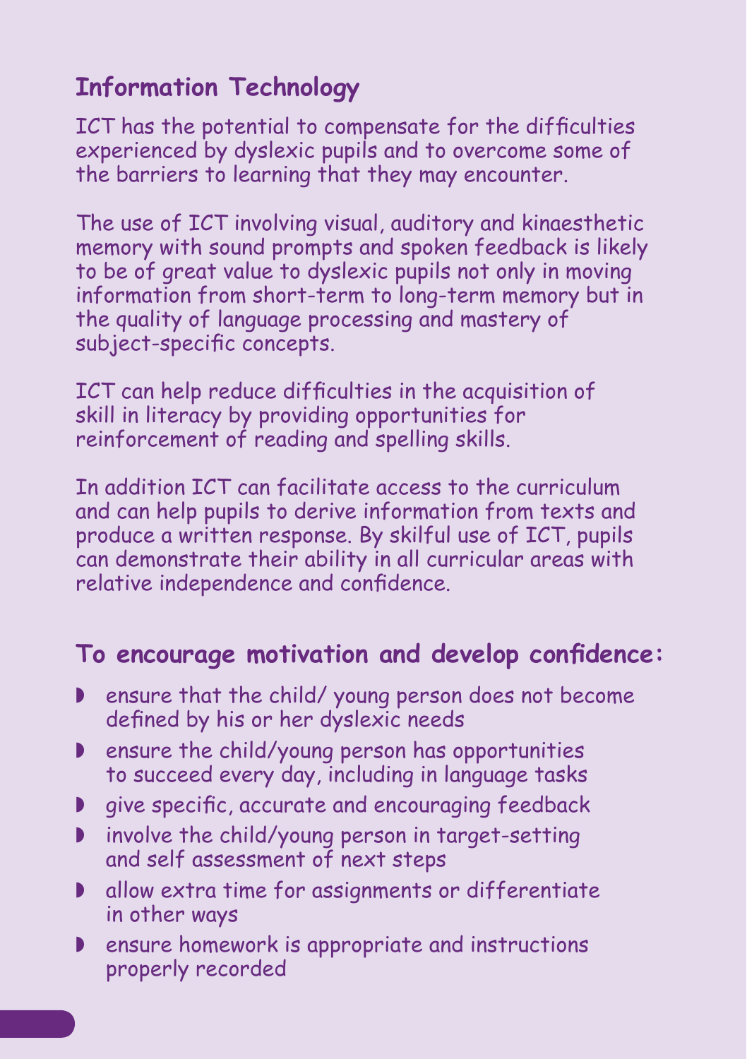## Information Technology

ICT has the potential to compensate for the difficulties experienced by dyslexic pupils and to overcome some of the barriers to learning that they may encounter.

The use of ICT involving visual, auditory and kinaesthetic memory with sound prompts and spoken feedback is likely to be of great value to dyslexic pupils not only in moving information from short-term to long-term memory but in the quality of language processing and mastery of subject-specific concepts.

ICT can help reduce difficulties in the acquisition of skill in literacy by providing opportunities for reinforcement of reading and spelling skills.

In addition ICT can facilitate access to the curriculum and can help pupils to derive information from texts and produce a written response. By skilful use of ICT, pupils can demonstrate their ability in all curricular areas with relative independence and confidence.

## To encourage motivation and develop confidence:

- ensure that the child/ young person does not become defined by his or her dyslexic needs
- ensure the child/young person has opportunities to succeed every day, including in language tasks
- give specific, accurate and encouraging feedback
- involve the child/young person in target-setting and self assessment of next steps
- allow extra time for assignments or differentiate in other ways
- ensure homework is appropriate and instructions properly recorded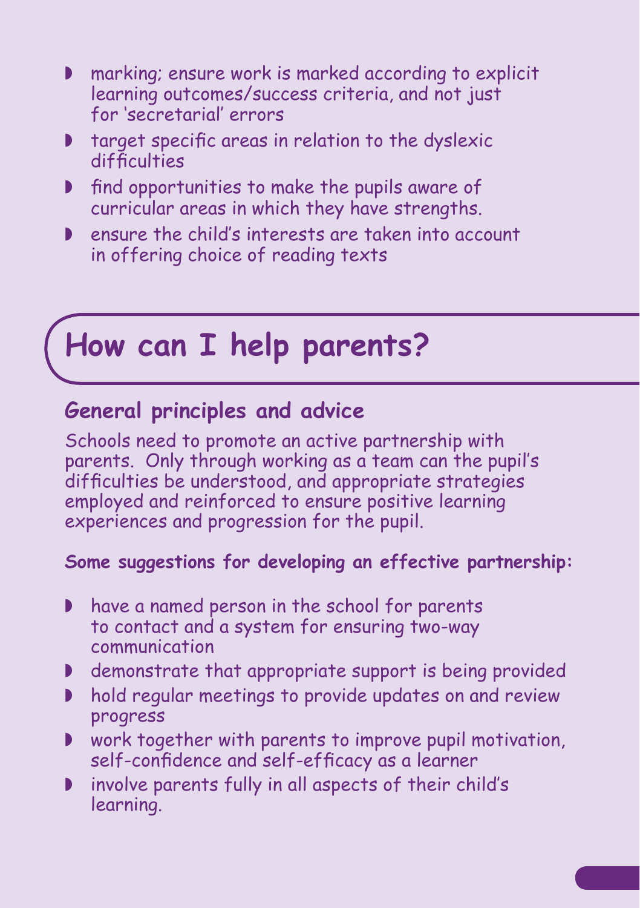- marking; ensure work is marked according to explicit learning outcomes/success criteria, and not just for 'secretarial' errors
- target specific areas in relation to the dyslexic difficulties
- find opportunities to make the pupils aware of curricular areas in which they have strengths.
- ensure the child's interests are taken into account in offering choice of reading texts

# How can I help parents?

## General principles and advice

Schools need to promote an active partnership with parents. Only through working as a team can the pupil's difficulties be understood, and appropriate strategies employed and reinforced to ensure positive learning experiences and progression for the pupil.

**Some suggestions for developing an effective partnership:**

- have a named person in the school for parents to contact and a system for ensuring two-way communication
- demonstrate that appropriate support is being provided
- hold regular meetings to provide updates on and review progress
- work together with parents to improve pupil motivation, self-confidence and self-efficacy as a learner
- involve parents fully in all aspects of their child's learning.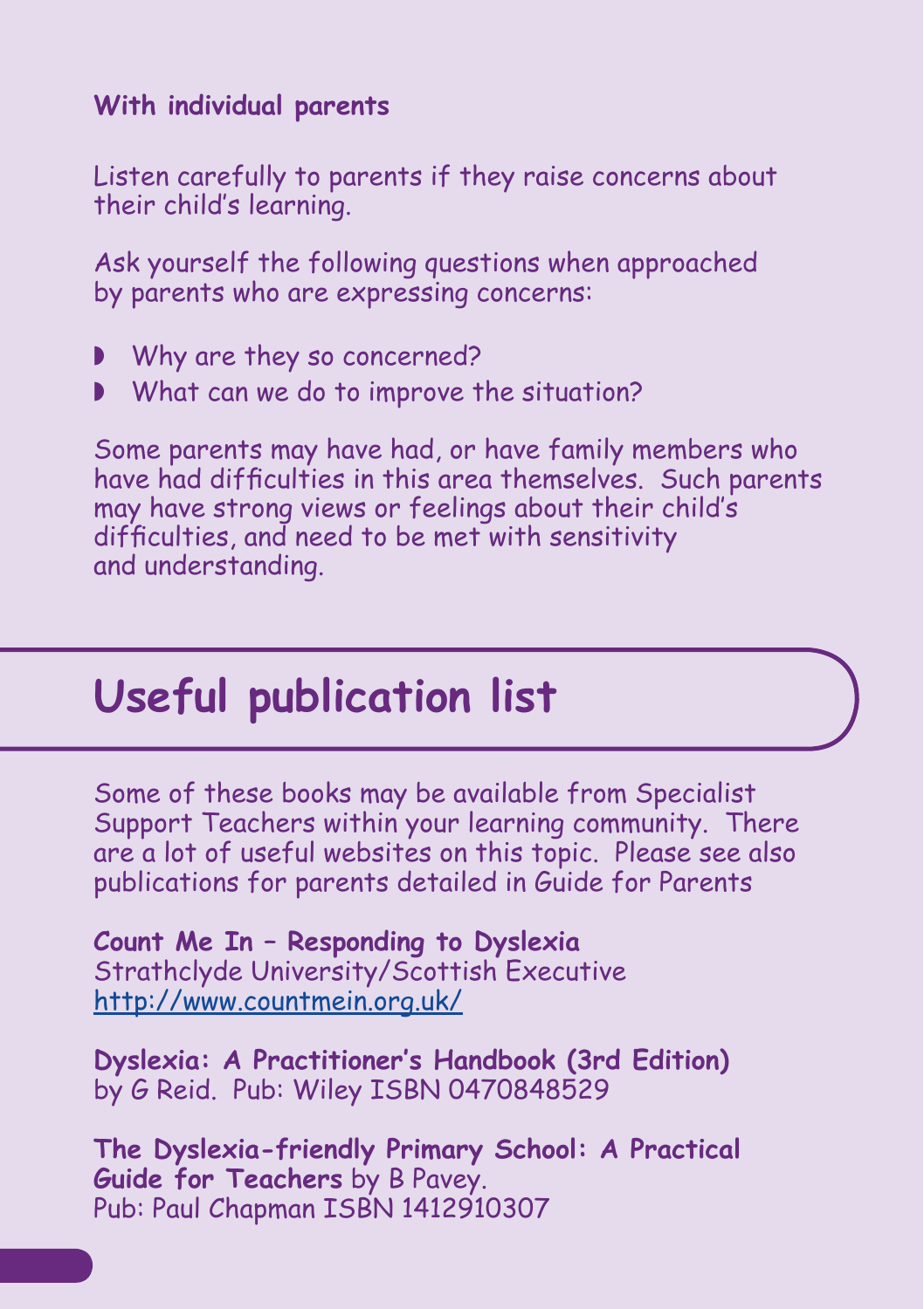### With individual parents

Listen carefully to parents if they raise concerns about their child's learning.

Ask yourself the following questions when approached by parents who are expressing concerns:

- Why are they so concerned?
- What can we do to improve the situation?

Some parents may have had, or have family members who have had difficulties in this area themselves. Such parents may have strong views or feelings about their child's difficulties, and need to be met with sensitivity and understanding.

## Useful publication list

Some of these books may be available from Specialist Support Teachers within your learning community. There are a lot of useful websites on this topic. Please see also publications for parents detailed in Guide for Parents

**Count Me In – Responding to Dyslexia**
Strathclyde University/Scottish Executive
http://www.countmein.org.uk/

**Dyslexia: A Practitioner's Handbook (3rd Edition)**
by G Reid. Pub: Wiley ISBN 0470848529

**The Dyslexia-friendly Primary School: A Practical Guide for Teachers** by B Pavey.
Pub: Paul Chapman ISBN 1412910307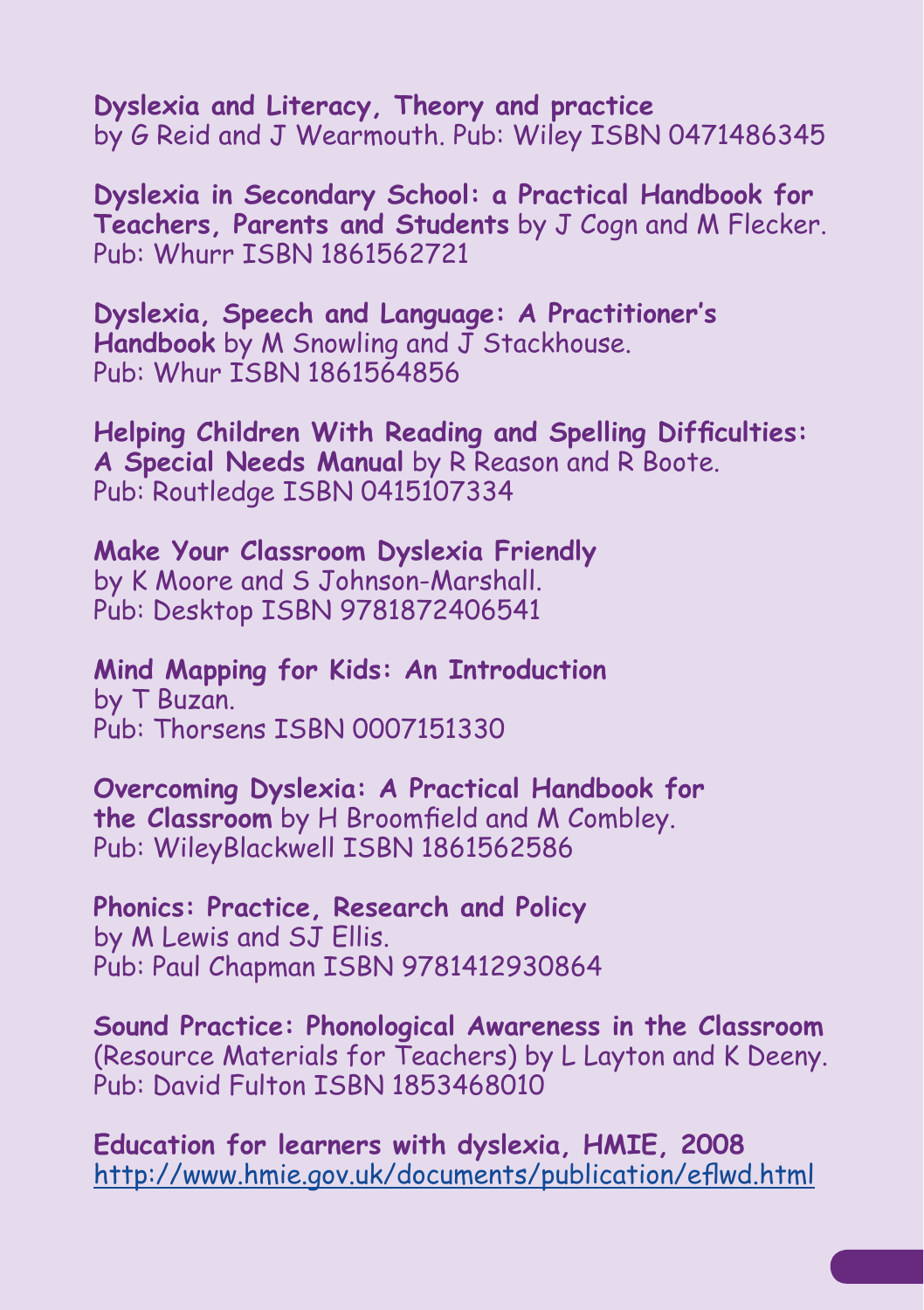**Dyslexia and Literacy, Theory and practice**
by G Reid and J Wearmouth. Pub: Wiley ISBN 0471486345

**Dyslexia in Secondary School: a Practical Handbook for Teachers, Parents and Students** by J Cogn and M Flecker. Pub: Whurr ISBN 1861562721

**Dyslexia, Speech and Language: A Practitioner's Handbook** by M Snowling and J Stackhouse. Pub: Whur ISBN 1861564856

**Helping Children With Reading and Spelling Difficulties: A Special Needs Manual** by R Reason and R Boote. Pub: Routledge ISBN 0415107334

**Make Your Classroom Dyslexia Friendly**
by K Moore and S Johnson-Marshall.
Pub: Desktop ISBN 9781872406541

**Mind Mapping for Kids: An Introduction**
by T Buzan.
Pub: Thorsens ISBN 0007151330

**Overcoming Dyslexia: A Practical Handbook for the Classroom** by H Broomfield and M Combley.
Pub: WileyBlackwell ISBN 1861562586

**Phonics: Practice, Research and Policy**
by M Lewis and SJ Ellis.
Pub: Paul Chapman ISBN 9781412930864

**Sound Practice: Phonological Awareness in the Classroom** (Resource Materials for Teachers) by L Layton and K Deeny. Pub: David Fulton ISBN 1853468010

**Education for learners with dyslexia, HMIE, 2008**
http://www.hmie.gov.uk/documents/publication/eflwd.html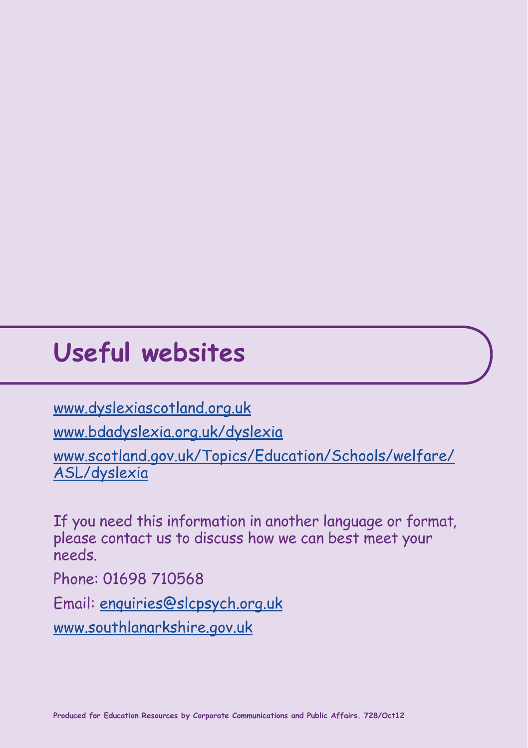## Useful websites

www.dyslexiascotland.org.uk

www.bdadyslexia.org.uk/dyslexia

www.scotland.gov.uk/Topics/Education/Schools/welfare/ASL/dyslexia

If you need this information in another language or format, please contact us to discuss how we can best meet your needs.

Phone: 01698 710568

Email: enquiries@slcpsych.org.uk

www.southlanarkshire.gov.uk

**Produced for Education Resources by Corporate Communications and Public Affairs. 728/Oct12**